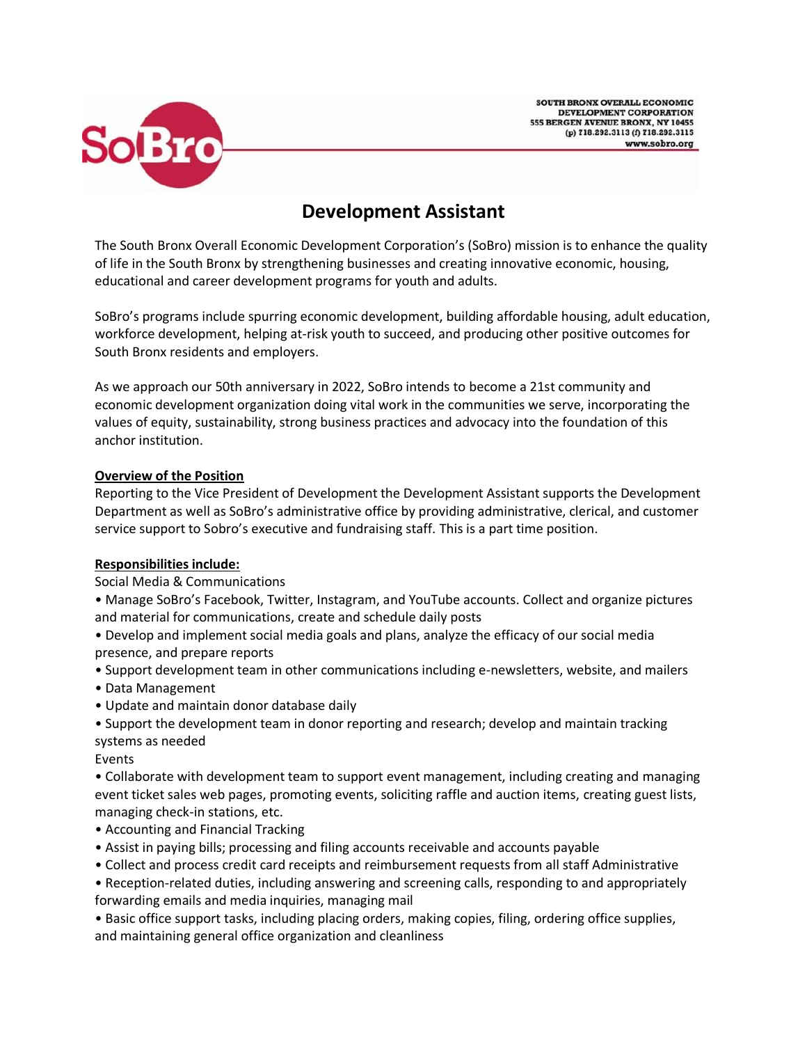SOUTH BRONX OVERALL ECONOMIC DEVELOPMENT CORPORATION
555 BERGEN AVENUE BRONX, NY 10455
(p) 718.292.3113 (f) 718.292.3115
www.sobro.org

# Development Assistant

The South Bronx Overall Economic Development Corporation's (SoBro) mission is to enhance the quality of life in the South Bronx by strengthening businesses and creating innovative economic, housing, educational and career development programs for youth and adults.

SoBro's programs include spurring economic development, building affordable housing, adult education, workforce development, helping at-risk youth to succeed, and producing other positive outcomes for South Bronx residents and employers.

As we approach our 50th anniversary in 2022, SoBro intends to become a 21st community and economic development organization doing vital work in the communities we serve, incorporating the values of equity, sustainability, strong business practices and advocacy into the foundation of this anchor institution.

**Overview of the Position**

Reporting to the Vice President of Development the Development Assistant supports the Development Department as well as SoBro's administrative office by providing administrative, clerical, and customer service support to Sobro's executive and fundraising staff. This is a part time position.

**Responsibilities include:**

Social Media & Communications

- Manage SoBro's Facebook, Twitter, Instagram, and YouTube accounts. Collect and organize pictures and material for communications, create and schedule daily posts
- Develop and implement social media goals and plans, analyze the efficacy of our social media presence, and prepare reports
- Support development team in other communications including e-newsletters, website, and mailers
- Data Management
- Update and maintain donor database daily
- Support the development team in donor reporting and research; develop and maintain tracking systems as needed

Events

- Collaborate with development team to support event management, including creating and managing event ticket sales web pages, promoting events, soliciting raffle and auction items, creating guest lists, managing check-in stations, etc.
- Accounting and Financial Tracking
- Assist in paying bills; processing and filing accounts receivable and accounts payable
- Collect and process credit card receipts and reimbursement requests from all staff Administrative
- Reception-related duties, including answering and screening calls, responding to and appropriately forwarding emails and media inquiries, managing mail
- Basic office support tasks, including placing orders, making copies, filing, ordering office supplies, and maintaining general office organization and cleanliness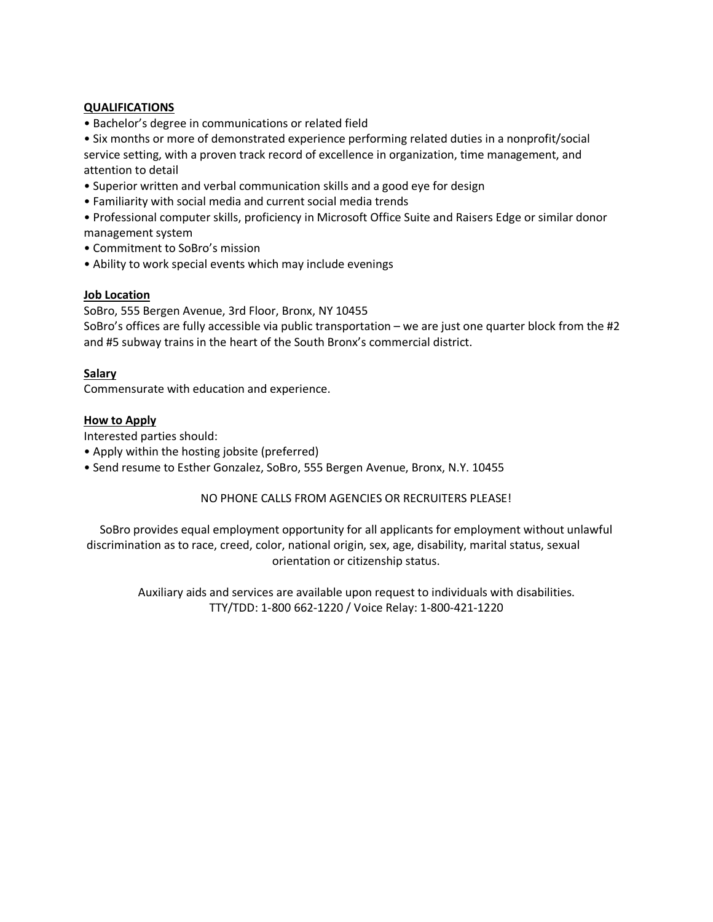**QUALIFICATIONS**

- Bachelor's degree in communications or related field
- Six months or more of demonstrated experience performing related duties in a nonprofit/social service setting, with a proven track record of excellence in organization, time management, and attention to detail
- Superior written and verbal communication skills and a good eye for design
- Familiarity with social media and current social media trends
- Professional computer skills, proficiency in Microsoft Office Suite and Raisers Edge or similar donor management system
- Commitment to SoBro's mission
- Ability to work special events which may include evenings

**Job Location**

SoBro, 555 Bergen Avenue, 3rd Floor, Bronx, NY 10455
SoBro's offices are fully accessible via public transportation – we are just one quarter block from the #2 and #5 subway trains in the heart of the South Bronx's commercial district.

**Salary**

Commensurate with education and experience.

**How to Apply**

Interested parties should:

- Apply within the hosting jobsite (preferred)
- Send resume to Esther Gonzalez, SoBro, 555 Bergen Avenue, Bronx, N.Y. 10455

NO PHONE CALLS FROM AGENCIES OR RECRUITERS PLEASE!

SoBro provides equal employment opportunity for all applicants for employment without unlawful discrimination as to race, creed, color, national origin, sex, age, disability, marital status, sexual orientation or citizenship status.

Auxiliary aids and services are available upon request to individuals with disabilities.
TTY/TDD: 1-800 662-1220 / Voice Relay: 1-800-421-1220